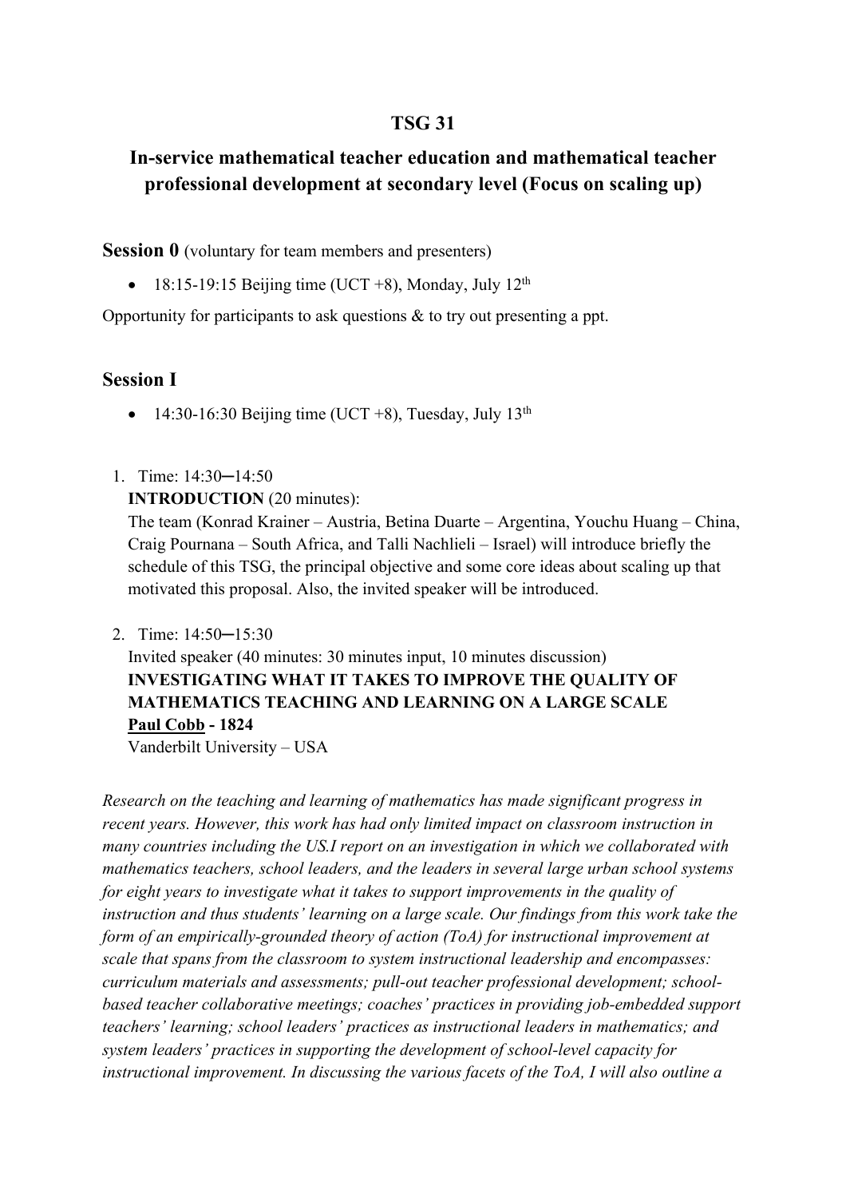# TSG 31

## In-service mathematical teacher education and mathematical teacher professional development at secondary level (Focus on scaling up)

### Session 0 (voluntary for team members and presenters)

- 18:15-19:15 Beijing time (UCT +8), Monday, July 12th

Opportunity for participants to ask questions & to try out presenting a ppt.

### Session I

- 14:30-16:30 Beijing time (UCT +8), Tuesday, July 13th

1. Time: 14:30─14:50
   **INTRODUCTION** (20 minutes):
   The team (Konrad Krainer – Austria, Betina Duarte – Argentina, Youchu Huang – China, Craig Pournana – South Africa, and Talli Nachlieli – Israel) will introduce briefly the schedule of this TSG, the principal objective and some core ideas about scaling up that motivated this proposal. Also, the invited speaker will be introduced.

2. Time: 14:50─15:30
   Invited speaker (40 minutes: 30 minutes input, 10 minutes discussion)
   **INVESTIGATING WHAT IT TAKES TO IMPROVE THE QUALITY OF MATHEMATICS TEACHING AND LEARNING ON A LARGE SCALE**
   **Paul Cobb - 1824**
   Vanderbilt University – USA

*Research on the teaching and learning of mathematics has made significant progress in recent years. However, this work has had only limited impact on classroom instruction in many countries including the US.I report on an investigation in which we collaborated with mathematics teachers, school leaders, and the leaders in several large urban school systems for eight years to investigate what it takes to support improvements in the quality of instruction and thus students' learning on a large scale. Our findings from this work take the form of an empirically-grounded theory of action (ToA) for instructional improvement at scale that spans from the classroom to system instructional leadership and encompasses: curriculum materials and assessments; pull-out teacher professional development; school-based teacher collaborative meetings; coaches' practices in providing job-embedded support teachers' learning; school leaders' practices as instructional leaders in mathematics; and system leaders' practices in supporting the development of school-level capacity for instructional improvement. In discussing the various facets of the ToA, I will also outline a*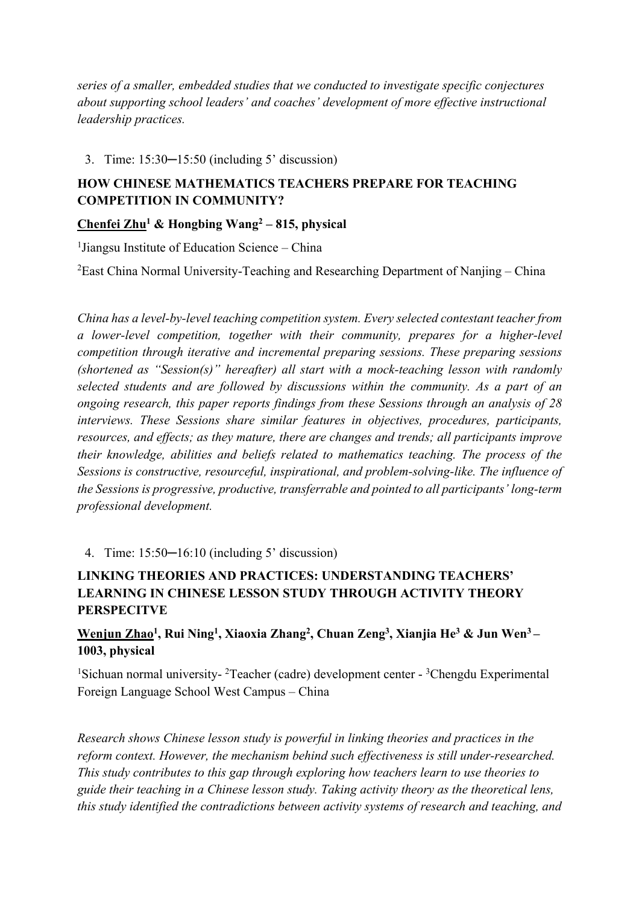*series of a smaller, embedded studies that we conducted to investigate specific conjectures about supporting school leaders' and coaches' development of more effective instructional leadership practices.*

3. Time: 15:30─15:50 (including 5' discussion)

**HOW CHINESE MATHEMATICS TEACHERS PREPARE FOR TEACHING COMPETITION IN COMMUNITY?**

**<u>Chenfei Zhu</u>[1] & Hongbing Wang[2] – 815, physical**

[1]Jiangsu Institute of Education Science – China

[2]East China Normal University-Teaching and Researching Department of Nanjing – China

*China has a level-by-level teaching competition system. Every selected contestant teacher from a lower-level competition, together with their community, prepares for a higher-level competition through iterative and incremental preparing sessions. These preparing sessions (shortened as "Session(s)" hereafter) all start with a mock-teaching lesson with randomly selected students and are followed by discussions within the community. As a part of an ongoing research, this paper reports findings from these Sessions through an analysis of 28 interviews. These Sessions share similar features in objectives, procedures, participants, resources, and effects; as they mature, there are changes and trends; all participants improve their knowledge, abilities and beliefs related to mathematics teaching. The process of the Sessions is constructive, resourceful, inspirational, and problem-solving-like. The influence of the Sessions is progressive, productive, transferrable and pointed to all participants' long-term professional development.*

4. Time: 15:50─16:10 (including 5' discussion)

**LINKING THEORIES AND PRACTICES: UNDERSTANDING TEACHERS' LEARNING IN CHINESE LESSON STUDY THROUGH ACTIVITY THEORY PERSPECITVE**

**<u>Wenjun Zhao</u>[1], Rui Ning[1], Xiaoxia Zhang[2], Chuan Zeng[3], Xianjia He[3] & Jun Wen[3] – 1003, physical**

[1]Sichuan normal university- [2]Teacher (cadre) development center - [3]Chengdu Experimental Foreign Language School West Campus – China

*Research shows Chinese lesson study is powerful in linking theories and practices in the reform context. However, the mechanism behind such effectiveness is still under-researched. This study contributes to this gap through exploring how teachers learn to use theories to guide their teaching in a Chinese lesson study. Taking activity theory as the theoretical lens, this study identified the contradictions between activity systems of research and teaching, and*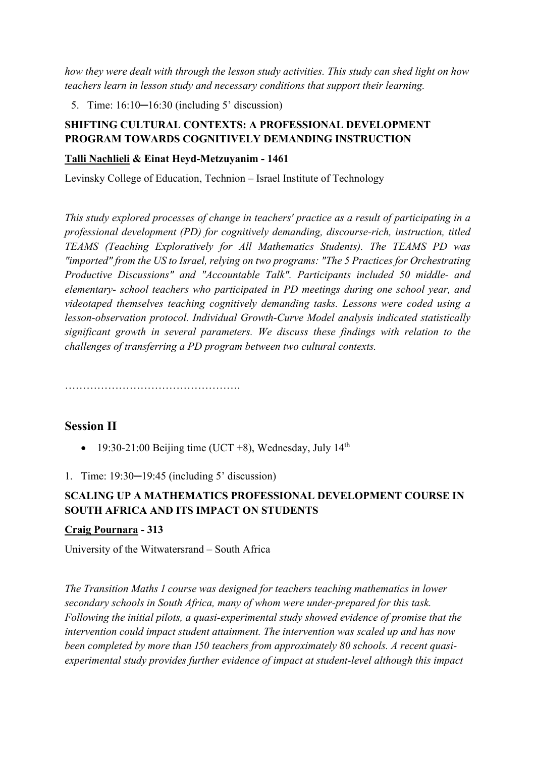*how they were dealt with through the lesson study activities. This study can shed light on how teachers learn in lesson study and necessary conditions that support their learning.*

5. Time: 16:10─16:30 (including 5' discussion)

**SHIFTING CULTURAL CONTEXTS: A PROFESSIONAL DEVELOPMENT PROGRAM TOWARDS COGNITIVELY DEMANDING INSTRUCTION**

**Talli Nachlieli & Einat Heyd-Metzuyanim - 1461**

Levinsky College of Education, Technion – Israel Institute of Technology

*This study explored processes of change in teachers' practice as a result of participating in a professional development (PD) for cognitively demanding, discourse-rich, instruction, titled TEAMS (Teaching Exploratively for All Mathematics Students). The TEAMS PD was "imported" from the US to Israel, relying on two programs: "The 5 Practices for Orchestrating Productive Discussions" and "Accountable Talk". Participants included 50 middle- and elementary- school teachers who participated in PD meetings during one school year, and videotaped themselves teaching cognitively demanding tasks. Lessons were coded using a lesson-observation protocol. Individual Growth-Curve Model analysis indicated statistically significant growth in several parameters. We discuss these findings with relation to the challenges of transferring a PD program between two cultural contexts.*

………………………………………….

## Session II

- 19:30-21:00 Beijing time (UCT +8), Wednesday, July 14th

1. Time: 19:30─19:45 (including 5' discussion)

**SCALING UP A MATHEMATICS PROFESSIONAL DEVELOPMENT COURSE IN SOUTH AFRICA AND ITS IMPACT ON STUDENTS**

**Craig Pournara - 313**

University of the Witwatersrand – South Africa

*The Transition Maths 1 course was designed for teachers teaching mathematics in lower secondary schools in South Africa, many of whom were under-prepared for this task. Following the initial pilots, a quasi-experimental study showed evidence of promise that the intervention could impact student attainment. The intervention was scaled up and has now been completed by more than 150 teachers from approximately 80 schools. A recent quasi-experimental study provides further evidence of impact at student-level although this impact*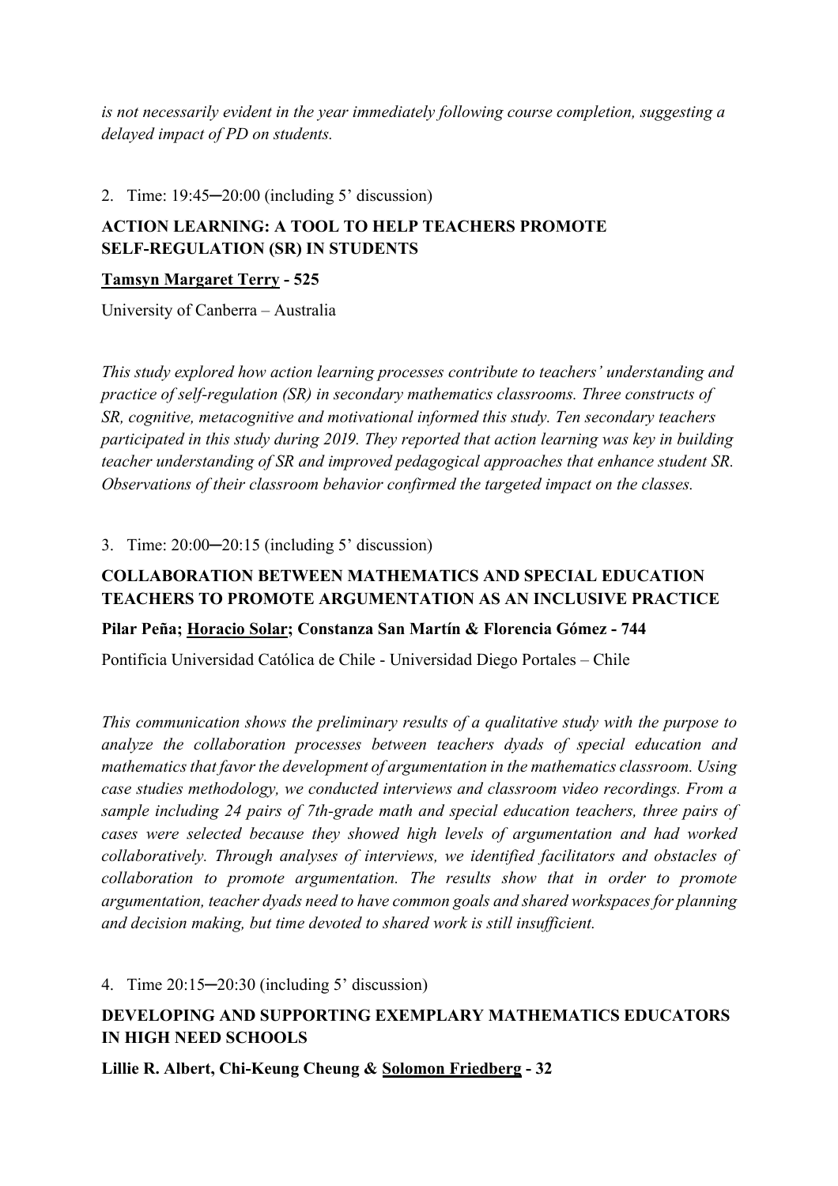*is not necessarily evident in the year immediately following course completion, suggesting a delayed impact of PD on students.*

2. Time: 19:45─20:00 (including 5' discussion)

**ACTION LEARNING: A TOOL TO HELP TEACHERS PROMOTE SELF-REGULATION (SR) IN STUDENTS**

**Tamsyn Margaret Terry - 525**

University of Canberra – Australia

*This study explored how action learning processes contribute to teachers' understanding and practice of self-regulation (SR) in secondary mathematics classrooms. Three constructs of SR, cognitive, metacognitive and motivational informed this study. Ten secondary teachers participated in this study during 2019. They reported that action learning was key in building teacher understanding of SR and improved pedagogical approaches that enhance student SR. Observations of their classroom behavior confirmed the targeted impact on the classes.*

3. Time: 20:00─20:15 (including 5' discussion)

**COLLABORATION BETWEEN MATHEMATICS AND SPECIAL EDUCATION TEACHERS TO PROMOTE ARGUMENTATION AS AN INCLUSIVE PRACTICE**

**Pilar Peña; Horacio Solar; Constanza San Martín & Florencia Gómez - 744**

Pontificia Universidad Católica de Chile - Universidad Diego Portales – Chile

*This communication shows the preliminary results of a qualitative study with the purpose to analyze the collaboration processes between teachers dyads of special education and mathematics that favor the development of argumentation in the mathematics classroom. Using case studies methodology, we conducted interviews and classroom video recordings. From a sample including 24 pairs of 7th-grade math and special education teachers, three pairs of cases were selected because they showed high levels of argumentation and had worked collaboratively. Through analyses of interviews, we identified facilitators and obstacles of collaboration to promote argumentation. The results show that in order to promote argumentation, teacher dyads need to have common goals and shared workspaces for planning and decision making, but time devoted to shared work is still insufficient.*

4. Time 20:15─20:30 (including 5' discussion)

**DEVELOPING AND SUPPORTING EXEMPLARY MATHEMATICS EDUCATORS IN HIGH NEED SCHOOLS**

**Lillie R. Albert, Chi-Keung Cheung & Solomon Friedberg - 32**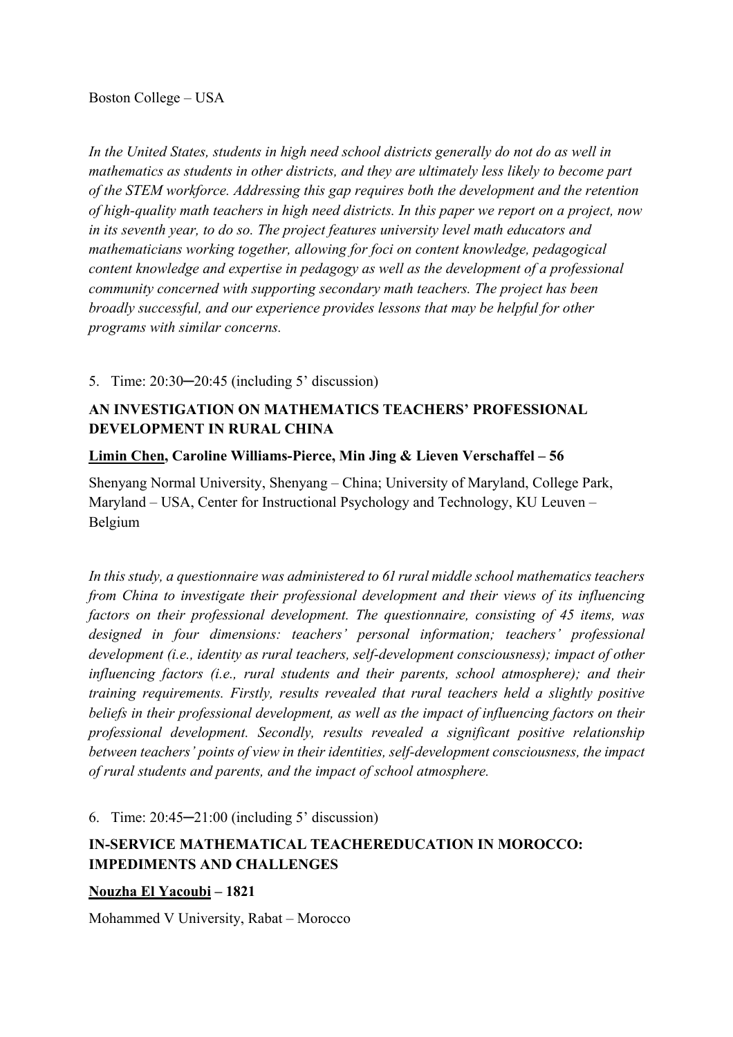Boston College – USA

*In the United States, students in high need school districts generally do not do as well in mathematics as students in other districts, and they are ultimately less likely to become part of the STEM workforce. Addressing this gap requires both the development and the retention of high-quality math teachers in high need districts. In this paper we report on a project, now in its seventh year, to do so. The project features university level math educators and mathematicians working together, allowing for foci on content knowledge, pedagogical content knowledge and expertise in pedagogy as well as the development of a professional community concerned with supporting secondary math teachers. The project has been broadly successful, and our experience provides lessons that may be helpful for other programs with similar concerns.*

5. Time: 20:30─20:45 (including 5' discussion)

**AN INVESTIGATION ON MATHEMATICS TEACHERS' PROFESSIONAL DEVELOPMENT IN RURAL CHINA**

**Limin Chen, Caroline Williams-Pierce, Min Jing & Lieven Verschaffel – 56**

Shenyang Normal University, Shenyang – China; University of Maryland, College Park, Maryland – USA, Center for Instructional Psychology and Technology, KU Leuven – Belgium

*In this study, a questionnaire was administered to 61 rural middle school mathematics teachers from China to investigate their professional development and their views of its influencing factors on their professional development. The questionnaire, consisting of 45 items, was designed in four dimensions: teachers' personal information; teachers' professional development (i.e., identity as rural teachers, self-development consciousness); impact of other influencing factors (i.e., rural students and their parents, school atmosphere); and their training requirements. Firstly, results revealed that rural teachers held a slightly positive beliefs in their professional development, as well as the impact of influencing factors on their professional development. Secondly, results revealed a significant positive relationship between teachers' points of view in their identities, self-development consciousness, the impact of rural students and parents, and the impact of school atmosphere.*

6. Time: 20:45─21:00 (including 5' discussion)

**IN-SERVICE MATHEMATICAL TEACHEREDUCATION IN MOROCCO: IMPEDIMENTS AND CHALLENGES**

**Nouzha El Yacoubi – 1821**

Mohammed V University, Rabat – Morocco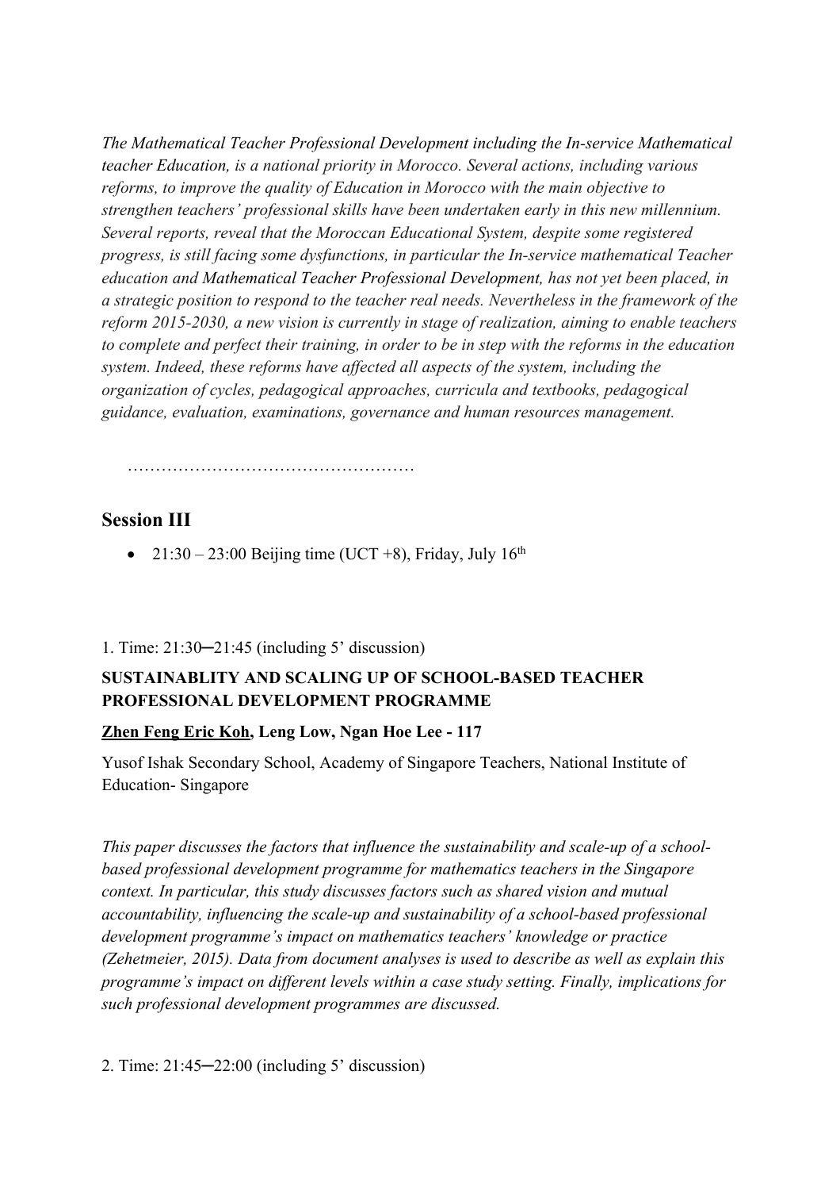*The Mathematical Teacher Professional Development including the In-service Mathematical teacher Education, is a national priority in Morocco. Several actions, including various reforms, to improve the quality of Education in Morocco with the main objective to strengthen teachers' professional skills have been undertaken early in this new millennium. Several reports, reveal that the Moroccan Educational System, despite some registered progress, is still facing some dysfunctions, in particular the In-service mathematical Teacher education and Mathematical Teacher Professional Development, has not yet been placed, in a strategic position to respond to the teacher real needs. Nevertheless in the framework of the reform 2015-2030, a new vision is currently in stage of realization, aiming to enable teachers to complete and perfect their training, in order to be in step with the reforms in the education system. Indeed, these reforms have affected all aspects of the system, including the organization of cycles, pedagogical approaches, curricula and textbooks, pedagogical guidance, evaluation, examinations, governance and human resources management.*

……………………………………………

## Session III

- 21:30 – 23:00 Beijing time (UCT +8), Friday, July 16th

1. Time: 21:30─21:45 (including 5' discussion)

**SUSTAINABLITY AND SCALING UP OF SCHOOL-BASED TEACHER PROFESSIONAL DEVELOPMENT PROGRAMME**

**Zhen Feng Eric Koh, Leng Low, Ngan Hoe Lee - 117**

Yusof Ishak Secondary School, Academy of Singapore Teachers, National Institute of Education- Singapore

*This paper discusses the factors that influence the sustainability and scale-up of a school-based professional development programme for mathematics teachers in the Singapore context. In particular, this study discusses factors such as shared vision and mutual accountability, influencing the scale-up and sustainability of a school-based professional development programme's impact on mathematics teachers' knowledge or practice (Zehetmeier, 2015). Data from document analyses is used to describe as well as explain this programme's impact on different levels within a case study setting. Finally, implications for such professional development programmes are discussed.*

2. Time: 21:45─22:00 (including 5' discussion)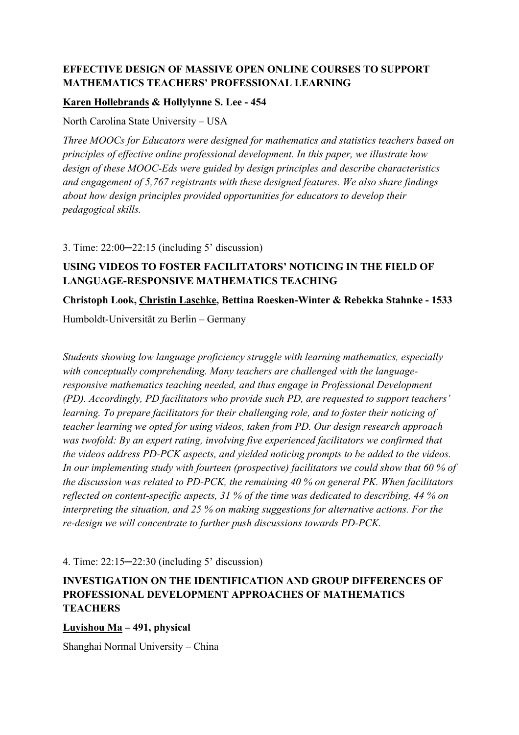**EFFECTIVE DESIGN OF MASSIVE OPEN ONLINE COURSES TO SUPPORT MATHEMATICS TEACHERS' PROFESSIONAL LEARNING**

**Karen Hollebrands & Hollylynne S. Lee - 454**

North Carolina State University – USA

*Three MOOCs for Educators were designed for mathematics and statistics teachers based on principles of effective online professional development. In this paper, we illustrate how design of these MOOC-Eds were guided by design principles and describe characteristics and engagement of 5,767 registrants with these designed features. We also share findings about how design principles provided opportunities for educators to develop their pedagogical skills.*

3. Time: 22:00─22:15 (including 5' discussion)

**USING VIDEOS TO FOSTER FACILITATORS' NOTICING IN THE FIELD OF LANGUAGE-RESPONSIVE MATHEMATICS TEACHING**

**Christoph Look, Christin Laschke, Bettina Roesken-Winter & Rebekka Stahnke - 1533**

Humboldt-Universität zu Berlin – Germany

*Students showing low language proficiency struggle with learning mathematics, especially with conceptually comprehending. Many teachers are challenged with the language-responsive mathematics teaching needed, and thus engage in Professional Development (PD). Accordingly, PD facilitators who provide such PD, are requested to support teachers' learning. To prepare facilitators for their challenging role, and to foster their noticing of teacher learning we opted for using videos, taken from PD. Our design research approach was twofold: By an expert rating, involving five experienced facilitators we confirmed that the videos address PD-PCK aspects, and yielded noticing prompts to be added to the videos. In our implementing study with fourteen (prospective) facilitators we could show that 60 % of the discussion was related to PD-PCK, the remaining 40 % on general PK. When facilitators reflected on content-specific aspects, 31 % of the time was dedicated to describing, 44 % on interpreting the situation, and 25 % on making suggestions for alternative actions. For the re-design we will concentrate to further push discussions towards PD-PCK.*

4. Time: 22:15─22:30 (including 5' discussion)

**INVESTIGATION ON THE IDENTIFICATION AND GROUP DIFFERENCES OF PROFESSIONAL DEVELOPMENT APPROACHES OF MATHEMATICS TEACHERS**

**Luyishou Ma – 491, physical**

Shanghai Normal University – China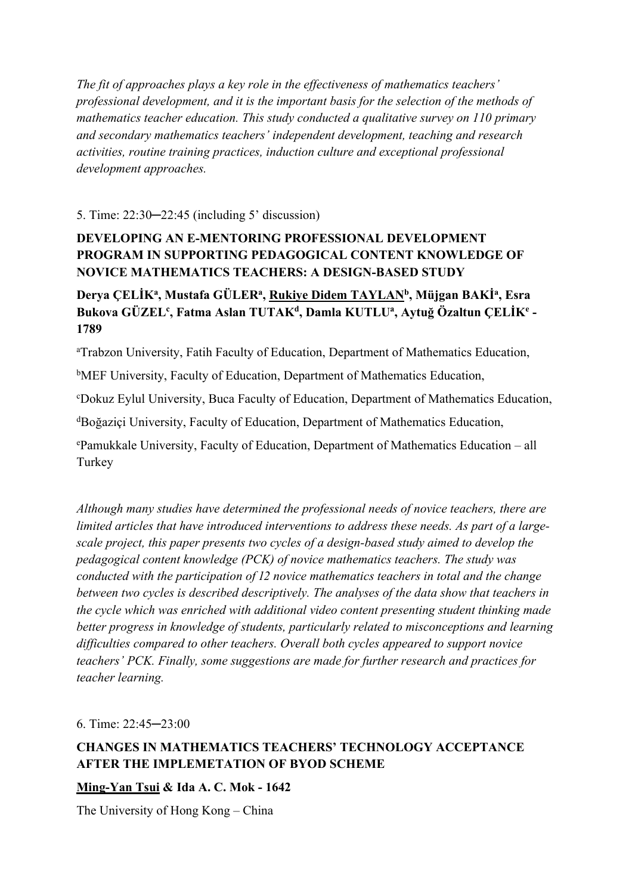*The fit of approaches plays a key role in the effectiveness of mathematics teachers' professional development, and it is the important basis for the selection of the methods of mathematics teacher education. This study conducted a qualitative survey on 110 primary and secondary mathematics teachers' independent development, teaching and research activities, routine training practices, induction culture and exceptional professional development approaches.*

5. Time: 22:30–22:45 (including 5' discussion)

**DEVELOPING AN E-MENTORING PROFESSIONAL DEVELOPMENT PROGRAM IN SUPPORTING PEDAGOGICAL CONTENT KNOWLEDGE OF NOVICE MATHEMATICS TEACHERS: A DESIGN-BASED STUDY**

**Derya ÇELİK[a], Mustafa GÜLER[a], Rukiye Didem TAYLAN[b], Müjgan BAKİ[a], Esra Bukova GÜZEL[c], Fatma Aslan TUTAK[d], Damla KUTLU[a], Aytuğ Özaltun ÇELİK[e] - 1789**

[a]Trabzon University, Fatih Faculty of Education, Department of Mathematics Education,

[b]MEF University, Faculty of Education, Department of Mathematics Education,

[c]Dokuz Eylul University, Buca Faculty of Education, Department of Mathematics Education,

[d]Boğaziçi University, Faculty of Education, Department of Mathematics Education,

[e]Pamukkale University, Faculty of Education, Department of Mathematics Education – all Turkey

*Although many studies have determined the professional needs of novice teachers, there are limited articles that have introduced interventions to address these needs. As part of a large-scale project, this paper presents two cycles of a design-based study aimed to develop the pedagogical content knowledge (PCK) of novice mathematics teachers. The study was conducted with the participation of 12 novice mathematics teachers in total and the change between two cycles is described descriptively. The analyses of the data show that teachers in the cycle which was enriched with additional video content presenting student thinking made better progress in knowledge of students, particularly related to misconceptions and learning difficulties compared to other teachers. Overall both cycles appeared to support novice teachers' PCK. Finally, some suggestions are made for further research and practices for teacher learning.*

6. Time: 22:45–23:00

**CHANGES IN MATHEMATICS TEACHERS' TECHNOLOGY ACCEPTANCE AFTER THE IMPLEMETATION OF BYOD SCHEME**

**Ming-Yan Tsui & Ida A. C. Mok - 1642**

The University of Hong Kong – China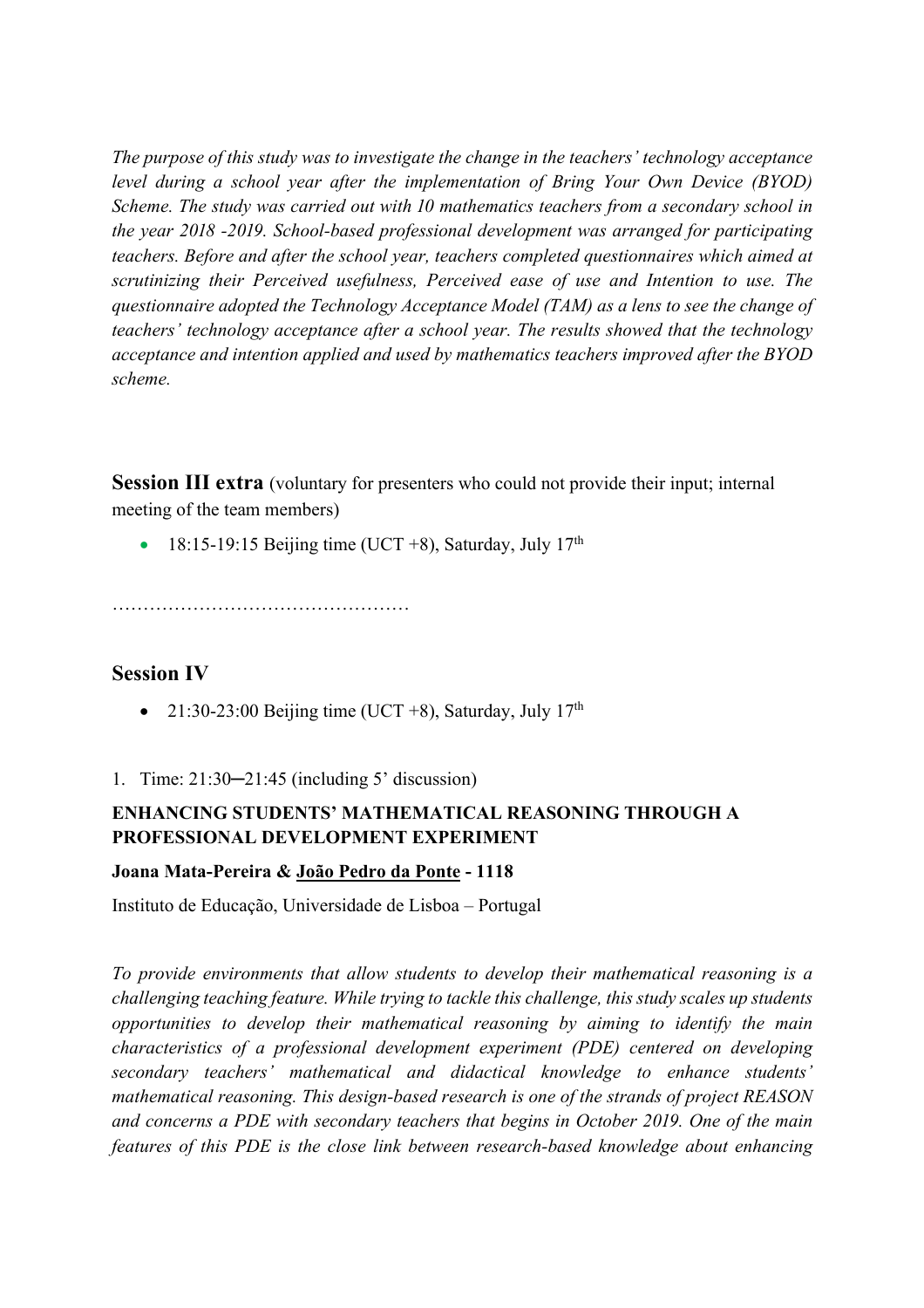*The purpose of this study was to investigate the change in the teachers' technology acceptance level during a school year after the implementation of Bring Your Own Device (BYOD) Scheme. The study was carried out with 10 mathematics teachers from a secondary school in the year 2018 -2019. School-based professional development was arranged for participating teachers. Before and after the school year, teachers completed questionnaires which aimed at scrutinizing their Perceived usefulness, Perceived ease of use and Intention to use. The questionnaire adopted the Technology Acceptance Model (TAM) as a lens to see the change of teachers' technology acceptance after a school year. The results showed that the technology acceptance and intention applied and used by mathematics teachers improved after the BYOD scheme.*

## Session III extra (voluntary for presenters who could not provide their input; internal meeting of the team members)

- 18:15-19:15 Beijing time (UCT +8), Saturday, July 17th

…………………………………………

## Session IV

- 21:30-23:00 Beijing time (UCT +8), Saturday, July 17th

1. Time: 21:30─21:45 (including 5' discussion)

**ENHANCING STUDENTS' MATHEMATICAL REASONING THROUGH A PROFESSIONAL DEVELOPMENT EXPERIMENT**

**Joana Mata-Pereira & <u>João Pedro da Ponte</u> - 1118**

Instituto de Educação, Universidade de Lisboa – Portugal

*To provide environments that allow students to develop their mathematical reasoning is a challenging teaching feature. While trying to tackle this challenge, this study scales up students opportunities to develop their mathematical reasoning by aiming to identify the main characteristics of a professional development experiment (PDE) centered on developing secondary teachers' mathematical and didactical knowledge to enhance students' mathematical reasoning. This design-based research is one of the strands of project REASON and concerns a PDE with secondary teachers that begins in October 2019. One of the main features of this PDE is the close link between research-based knowledge about enhancing*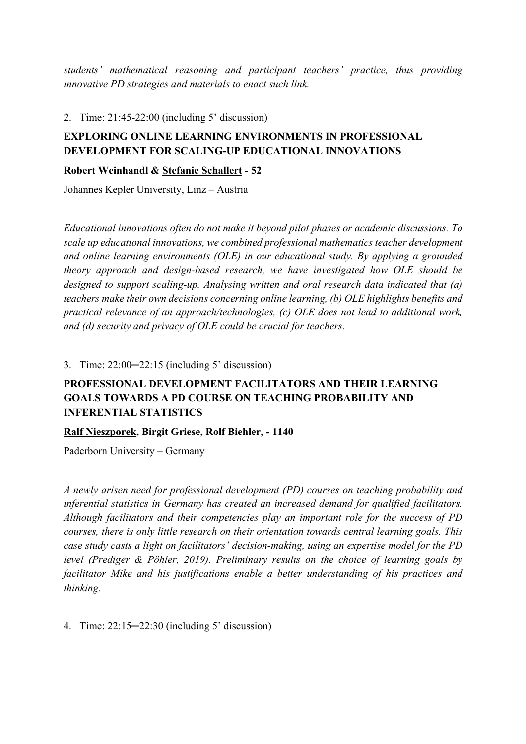*students' mathematical reasoning and participant teachers' practice, thus providing innovative PD strategies and materials to enact such link.*

2. Time: 21:45-22:00 (including 5' discussion)

**EXPLORING ONLINE LEARNING ENVIRONMENTS IN PROFESSIONAL DEVELOPMENT FOR SCALING-UP EDUCATIONAL INNOVATIONS**

**Robert Weinhandl & <u>Stefanie Schallert</u> - 52**

Johannes Kepler University, Linz – Austria

*Educational innovations often do not make it beyond pilot phases or academic discussions. To scale up educational innovations, we combined professional mathematics teacher development and online learning environments (OLE) in our educational study. By applying a grounded theory approach and design-based research, we have investigated how OLE should be designed to support scaling-up. Analysing written and oral research data indicated that (a) teachers make their own decisions concerning online learning, (b) OLE highlights benefits and practical relevance of an approach/technologies, (c) OLE does not lead to additional work, and (d) security and privacy of OLE could be crucial for teachers.*

3. Time: 22:00─22:15 (including 5' discussion)

**PROFESSIONAL DEVELOPMENT FACILITATORS AND THEIR LEARNING GOALS TOWARDS A PD COURSE ON TEACHING PROBABILITY AND INFERENTIAL STATISTICS**

**<u>Ralf Nieszporek</u>, Birgit Griese, Rolf Biehler, - 1140**

Paderborn University – Germany

*A newly arisen need for professional development (PD) courses on teaching probability and inferential statistics in Germany has created an increased demand for qualified facilitators. Although facilitators and their competencies play an important role for the success of PD courses, there is only little research on their orientation towards central learning goals. This case study casts a light on facilitators' decision-making, using an expertise model for the PD level (Prediger & Pöhler, 2019). Preliminary results on the choice of learning goals by facilitator Mike and his justifications enable a better understanding of his practices and thinking.*

4. Time: 22:15─22:30 (including 5' discussion)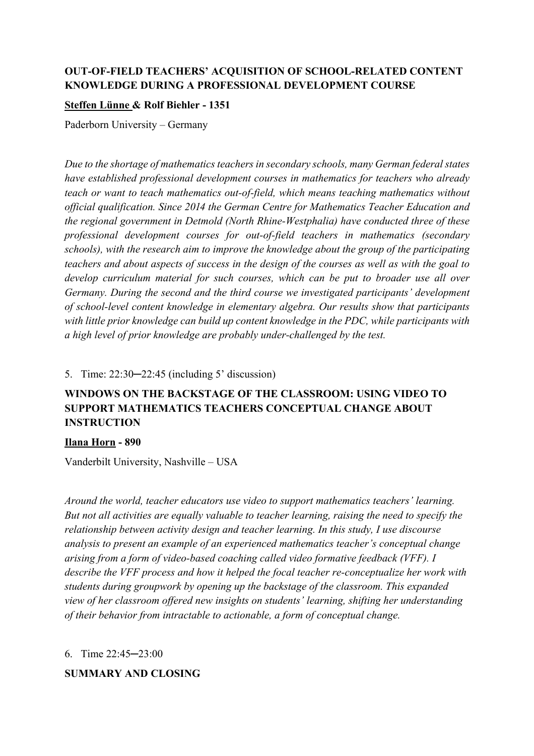**OUT-OF-FIELD TEACHERS' ACQUISITION OF SCHOOL-RELATED CONTENT KNOWLEDGE DURING A PROFESSIONAL DEVELOPMENT COURSE**

**<u>Steffen Lünne</u> & Rolf Biehler - 1351**

Paderborn University – Germany

*Due to the shortage of mathematics teachers in secondary schools, many German federal states have established professional development courses in mathematics for teachers who already teach or want to teach mathematics out-of-field, which means teaching mathematics without official qualification. Since 2014 the German Centre for Mathematics Teacher Education and the regional government in Detmold (North Rhine-Westphalia) have conducted three of these professional development courses for out-of-field teachers in mathematics (secondary schools), with the research aim to improve the knowledge about the group of the participating teachers and about aspects of success in the design of the courses as well as with the goal to develop curriculum material for such courses, which can be put to broader use all over Germany. During the second and the third course we investigated participants' development of school-level content knowledge in elementary algebra. Our results show that participants with little prior knowledge can build up content knowledge in the PDC, while participants with a high level of prior knowledge are probably under-challenged by the test.*

5. Time: 22:30─22:45 (including 5' discussion)

**WINDOWS ON THE BACKSTAGE OF THE CLASSROOM: USING VIDEO TO SUPPORT MATHEMATICS TEACHERS CONCEPTUAL CHANGE ABOUT INSTRUCTION**

**<u>Ilana Horn</u> - 890**

Vanderbilt University, Nashville – USA

*Around the world, teacher educators use video to support mathematics teachers' learning. But not all activities are equally valuable to teacher learning, raising the need to specify the relationship between activity design and teacher learning. In this study, I use discourse analysis to present an example of an experienced mathematics teacher's conceptual change arising from a form of video-based coaching called video formative feedback (VFF). I describe the VFF process and how it helped the focal teacher re-conceptualize her work with students during groupwork by opening up the backstage of the classroom. This expanded view of her classroom offered new insights on students' learning, shifting her understanding of their behavior from intractable to actionable, a form of conceptual change.*

6. Time 22:45─23:00

**SUMMARY AND CLOSING**